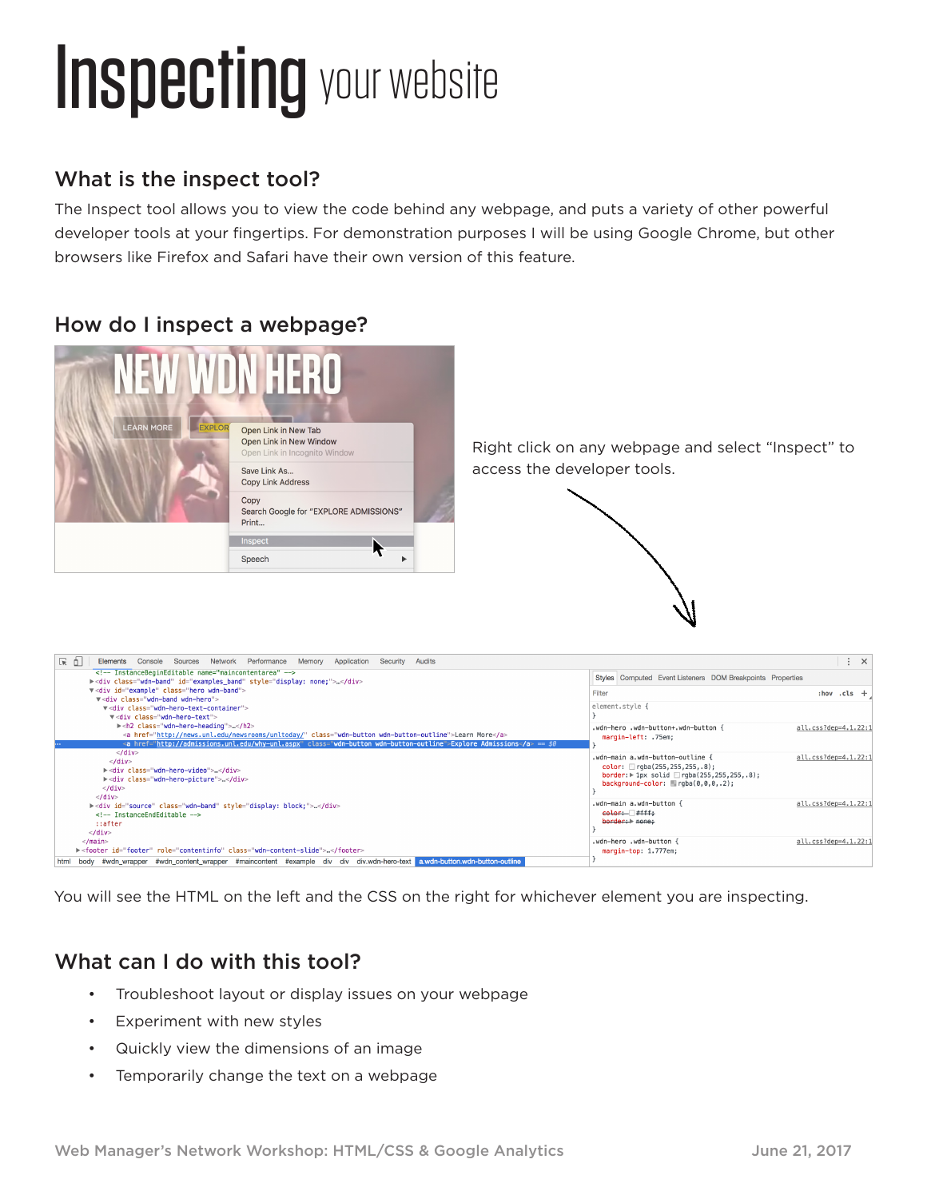# Inspecting your website

## What is the inspect tool?

The Inspect tool allows you to view the code behind any webpage, and puts a variety of other powerful developer tools at your fingertips. For demonstration purposes I will be using Google Chrome, but other browsers like Firefox and Safari have their own version of this feature.

## How do I inspect a webpage?

Right click on any webpage and select "Inspect" to access the developer tools.

You will see the HTML on the left and the CSS on the right for whichever element you are inspecting.

## What can I do with this tool?

- Troubleshoot layout or display issues on your webpage
- Experiment with new styles
- Quickly view the dimensions of an image
- Temporarily change the text on a webpage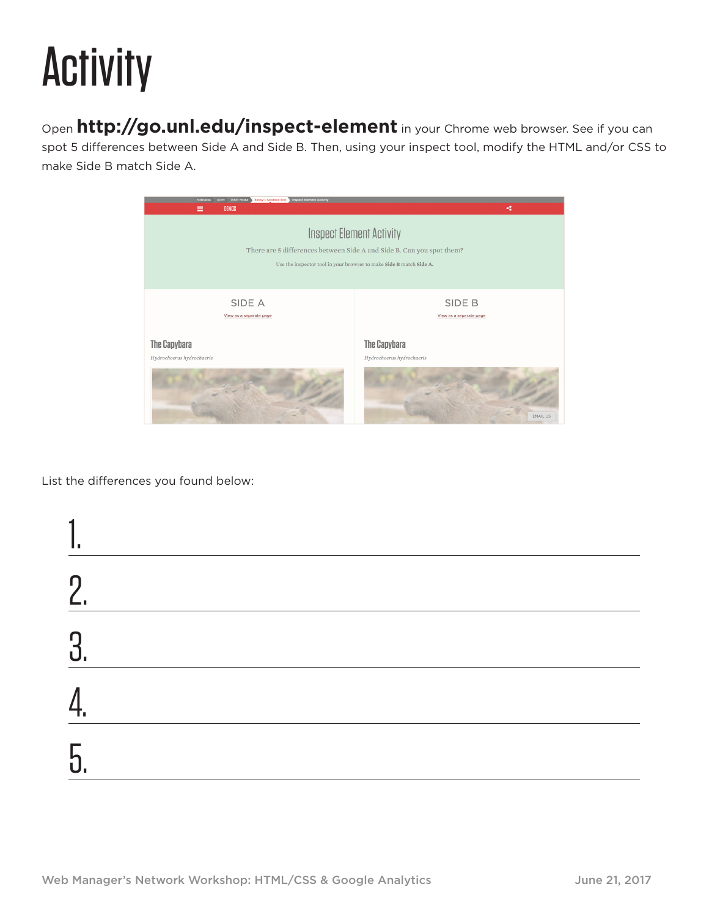# Activity

Open **http://go.unl.edu/inspect-element** in your Chrome web browser. See if you can spot 5 differences between Side A and Side B. Then, using your inspect tool, modify the HTML and/or CSS to make Side B match Side A.

List the differences you found below:

1.

2.

3.

4.

5.